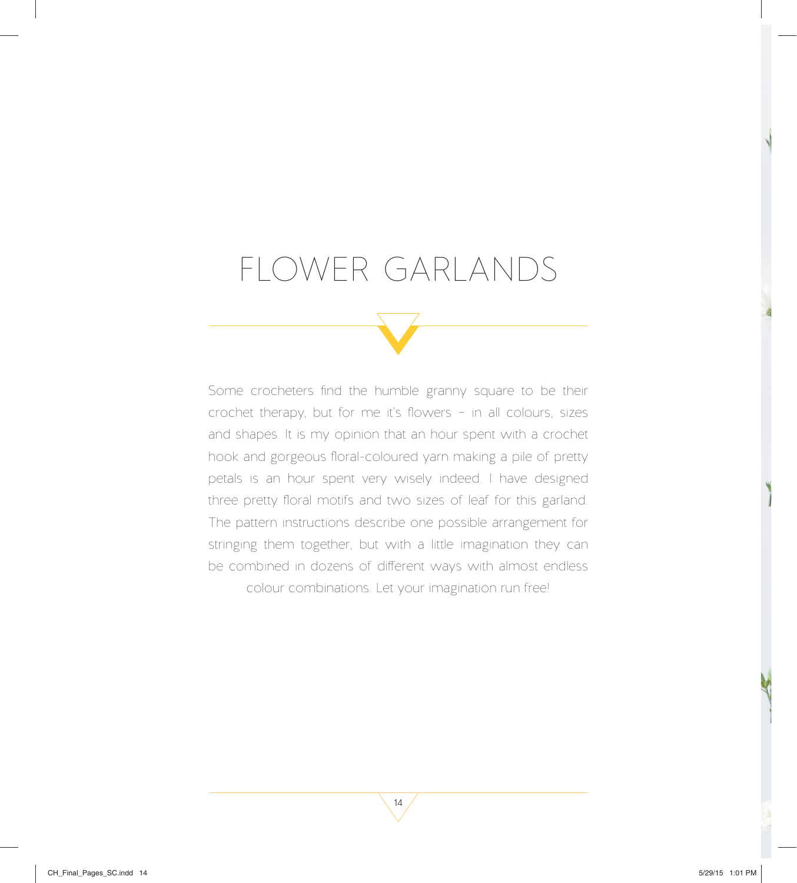# FLOWER GARLANDS

Some crocheters find the humble granny square to be their crochet therapy, but for me it's flowers – in all colours, sizes and shapes. It is my opinion that an hour spent with a crochet hook and gorgeous floral-coloured yarn making a pile of pretty petals is an hour spent very wisely indeed. I have designed three pretty floral motifs and two sizes of leaf for this garland. The pattern instructions describe one possible arrangement for stringing them together, but with a little imagination they can be combined in dozens of different ways with almost endless colour combinations. Let your imagination run free!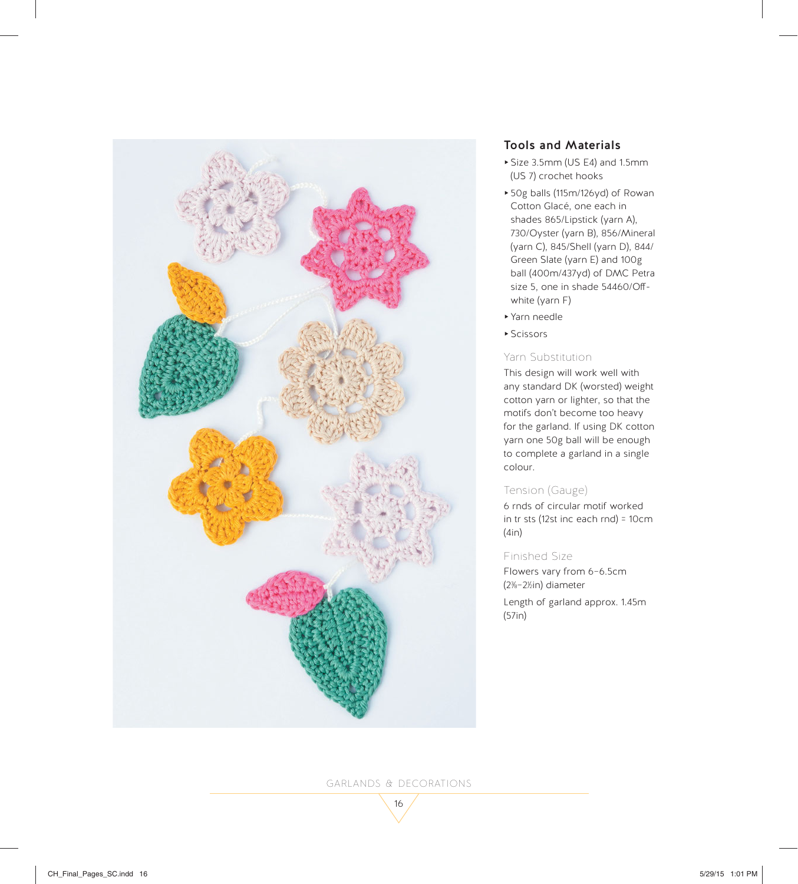## Tools and Materials

- Size 3.5mm (US E4) and 1.5mm (US 7) crochet hooks
- 50g balls (115m/126yd) of Rowan Cotton Glacé, one each in shades 865/Lipstick (yarn A), 730/Oyster (yarn B), 856/Mineral (yarn C), 845/Shell (yarn D), 844/Green Slate (yarn E) and 100g ball (400m/437yd) of DMC Petra size 5, one in shade 54460/Off-white (yarn F)
- Yarn needle
- Scissors

### Yarn Substitution

This design will work well with any standard DK (worsted) weight cotton yarn or lighter, so that the motifs don't become too heavy for the garland. If using DK cotton yarn one 50g ball will be enough to complete a garland in a single colour.

### Tension (Gauge)

6 rnds of circular motif worked in tr sts (12st inc each rnd) = 10cm (4in)

### Finished Size

Flowers vary from 6–6.5cm (2⅜–2½in) diameter

Length of garland approx. 1.45m (57in)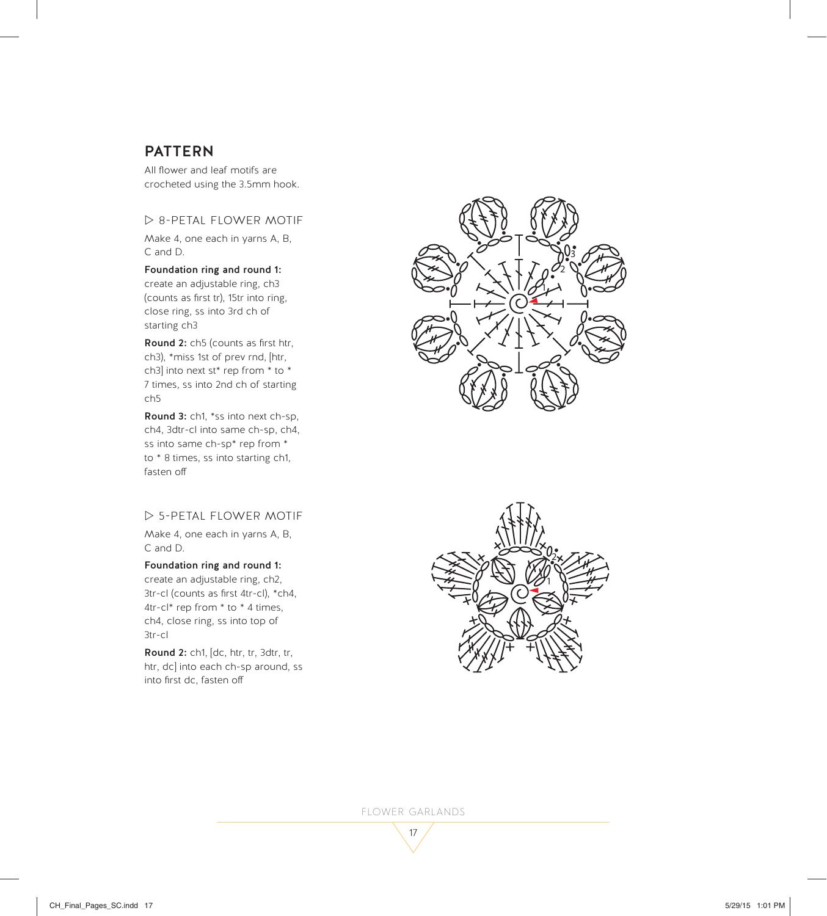## PATTERN

All flower and leaf motifs are crocheted using the 3.5mm hook.

### ▷ 8-PETAL FLOWER MOTIF

Make 4, one each in yarns A, B, C and D.

**Foundation ring and round 1:** create an adjustable ring, ch3 (counts as first tr), 15tr into ring, close ring, ss into 3rd ch of starting ch3

**Round 2:** ch5 (counts as first htr, ch3), *miss 1st of prev rnd, [htr, ch3] into next st* rep from * to * 7 times, ss into 2nd ch of starting ch5

**Round 3:** ch1, *ss into next ch-sp, ch4, 3dtr-cl into same ch-sp, ch4, ss into same ch-sp* rep from * to * 8 times, ss into starting ch1, fasten off

### ▷ 5-PETAL FLOWER MOTIF

Make 4, one each in yarns A, B, C and D.

**Foundation ring and round 1:** create an adjustable ring, ch2, 3tr-cl (counts as first 4tr-cl), *ch4, 4tr-cl* rep from * to * 4 times, ch4, close ring, ss into top of 3tr-cl

**Round 2:** ch1, [dc, htr, tr, 3dtr, tr, htr, dc] into each ch-sp around, ss into first dc, fasten off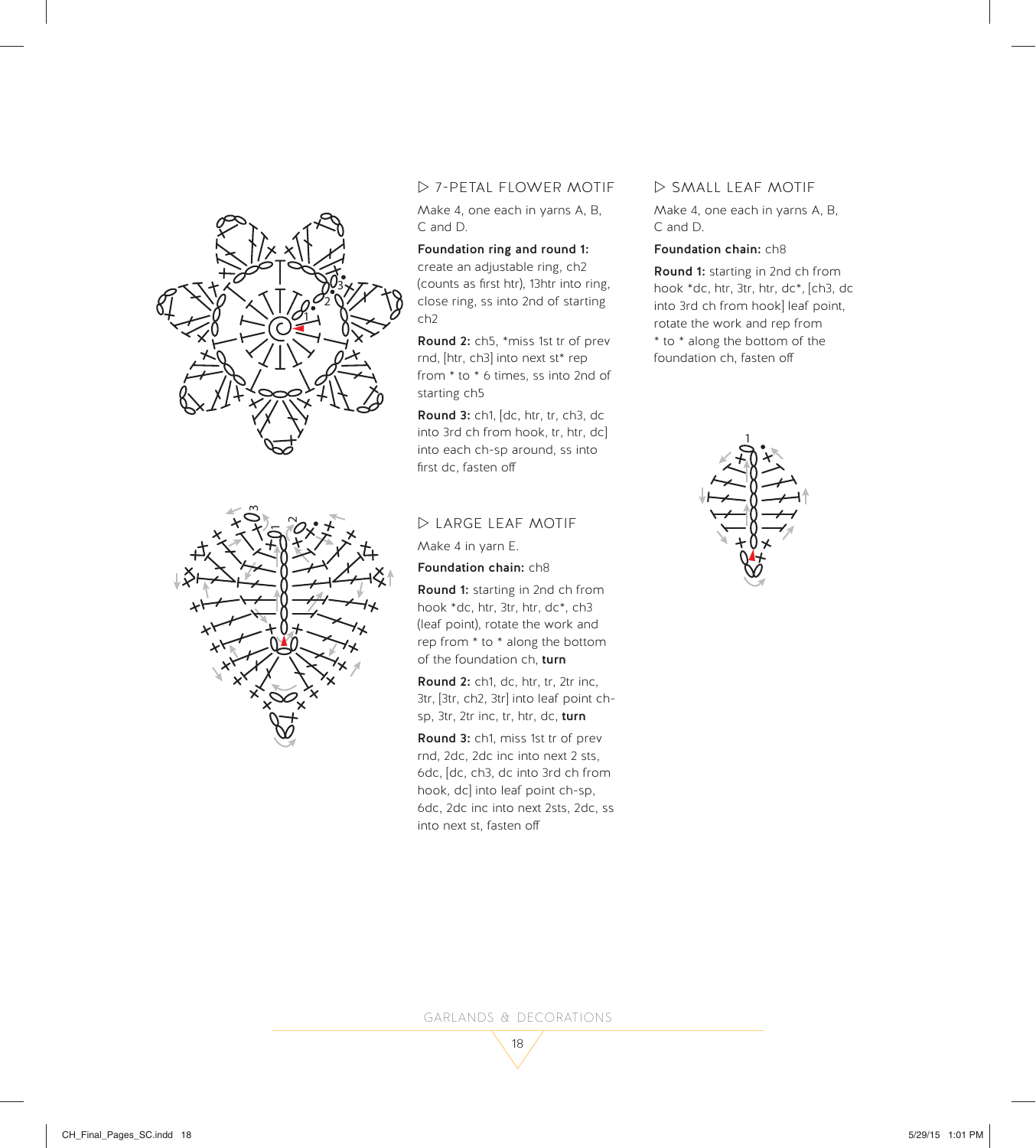## ▷ 7-PETAL FLOWER MOTIF

Make 4, one each in yarns A, B, C and D.

**Foundation ring and round 1:** create an adjustable ring, ch2 (counts as first htr), 13htr into ring, close ring, ss into 2nd of starting ch2

**Round 2:** ch5, *miss 1st tr of prev rnd, [htr, ch3] into next st* rep from * to * 6 times, ss into 2nd of starting ch5

**Round 3:** ch1, [dc, htr, tr, ch3, dc into 3rd ch from hook, tr, htr, dc] into each ch-sp around, ss into first dc, fasten off

## ▷ SMALL LEAF MOTIF

Make 4, one each in yarns A, B, C and D.

**Foundation chain:** ch8

**Round 1:** starting in 2nd ch from hook *dc, htr, 3tr, htr, dc*, [ch3, dc into 3rd ch from hook] leaf point, rotate the work and rep from * to * along the bottom of the foundation ch, fasten off

## ▷ LARGE LEAF MOTIF

Make 4 in yarn E.

**Foundation chain:** ch8

**Round 1:** starting in 2nd ch from hook *dc, htr, 3tr, htr, dc*, ch3 (leaf point), rotate the work and rep from * to * along the bottom of the foundation ch, **turn**

**Round 2:** ch1, dc, htr, tr, 2tr inc, 3tr, [3tr, ch2, 3tr] into leaf point ch-sp, 3tr, 2tr inc, tr, htr, dc, **turn**

**Round 3:** ch1, miss 1st tr of prev rnd, 2dc, 2dc inc into next 2 sts, 6dc, [dc, ch3, dc into 3rd ch from hook, dc] into leaf point ch-sp, 6dc, 2dc inc into next 2sts, 2dc, ss into next st, fasten off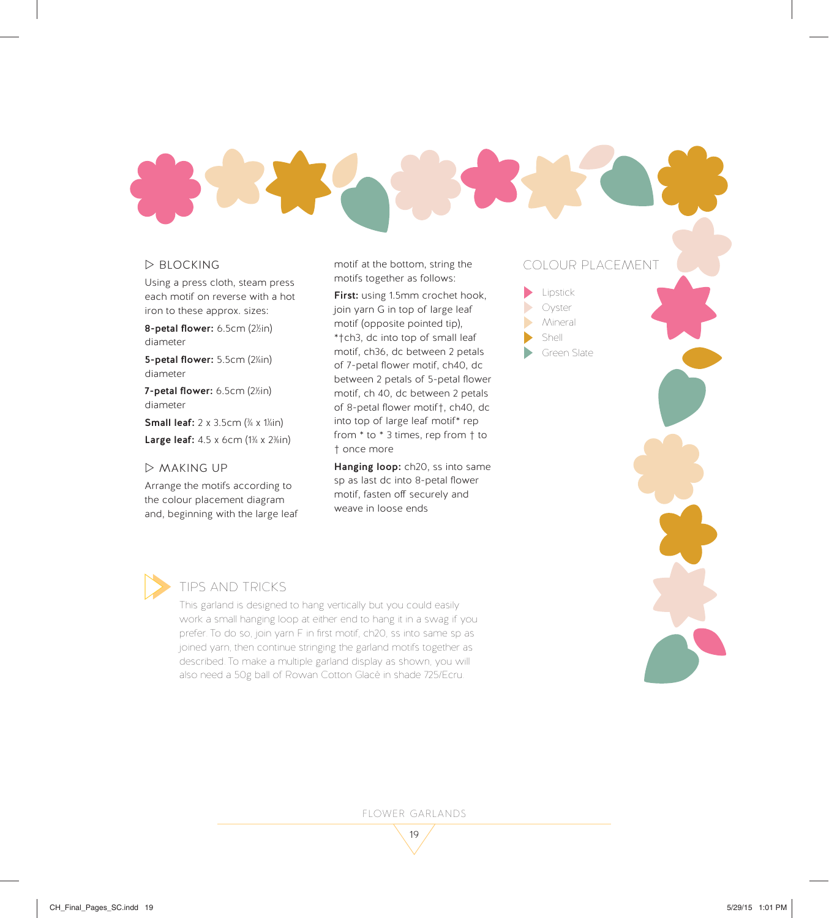## BLOCKING

Using a press cloth, steam press each motif on reverse with a hot iron to these approx. sizes:

**8-petal flower:** 6.5cm (2½in) diameter

**5-petal flower:** 5.5cm (2¼in) diameter

**7-petal flower:** 6.5cm (2½in) diameter

**Small leaf:** 2 x 3.5cm (¾ x 1¼in)

**Large leaf:** 4.5 x 6cm (1¾ x 2⅜in)

## MAKING UP

Arrange the motifs according to the colour placement diagram and, beginning with the large leaf motif at the bottom, string the motifs together as follows:

**First:** using 1.5mm crochet hook, join yarn G in top of large leaf motif (opposite pointed tip), *†ch3, dc into top of small leaf motif, ch36, dc between 2 petals of 7-petal flower motif, ch40, dc between 2 petals of 5-petal flower motif, ch 40, dc between 2 petals of 8-petal flower motif†, ch40, dc into top of large leaf motif* rep from * to * 3 times, rep from † to † once more

**Hanging loop:** ch20, ss into same sp as last dc into 8-petal flower motif, fasten off securely and weave in loose ends

## COLOUR PLACEMENT

- Lipstick
- Oyster
- Mineral
- Shell
- Green Slate

## TIPS AND TRICKS

This garland is designed to hang vertically but you could easily work a small hanging loop at either end to hang it in a swag if you prefer. To do so, join yarn F in first motif, ch20, ss into same sp as joined yarn, then continue stringing the garland motifs together as described. To make a multiple garland display as shown, you will also need a 50g ball of Rowan Cotton Glacé in shade 725/Ecru.